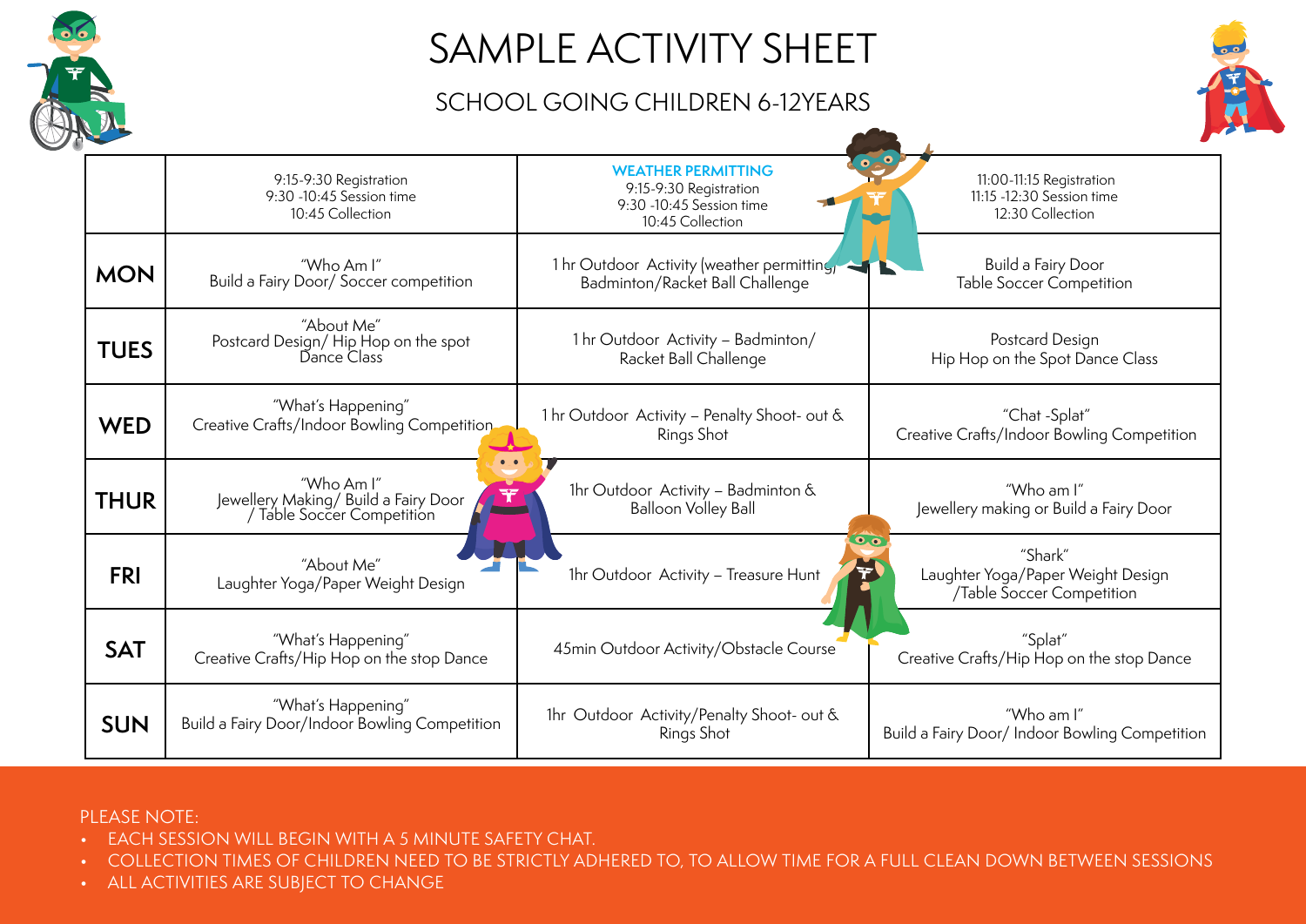# SAMPLE ACTIVITY SHEET

## SCHOOL GOING CHILDREN 6-12YEARS

| | 9:15-9:30 Registration<br>9:30 -10:45 Session time<br>10:45 Collection | **WEATHER PERMITTING**<br>9:15-9:30 Registration<br>9:30 -10:45 Session time<br>10:45 Collection | 11:00-11:15 Registration<br>11:15 -12:30 Session time<br>12:30 Collection |
|---|---|---|---|
| **MON** | "Who Am I"<br>Build a Fairy Door/ Soccer competition | 1 hr Outdoor Activity (weather permitting)<br>Badminton/Racket Ball Challenge | Build a Fairy Door<br>Table Soccer Competition |
| **TUES** | "About Me"<br>Postcard Design/ Hip Hop on the spot Dance Class | 1 hr Outdoor Activity – Badminton/<br>Racket Ball Challenge | Postcard Design<br>Hip Hop on the Spot Dance Class |
| **WED** | "What's Happening"<br>Creative Crafts/Indoor Bowling Competition | 1 hr Outdoor Activity – Penalty Shoot- out &<br>Rings Shot | "Chat -Splat"<br>Creative Crafts/Indoor Bowling Competition |
| **THUR** | "Who Am I"<br>Jewellery Making/ Build a Fairy Door / Table Soccer Competition | 1hr Outdoor Activity – Badminton &<br>Balloon Volley Ball | "Who am I"<br>Jewellery making or Build a Fairy Door |
| **FRI** | "About Me"<br>Laughter Yoga/Paper Weight Design | 1hr Outdoor Activity – Treasure Hunt | "Shark"<br>Laughter Yoga/Paper Weight Design<br>/Table Soccer Competition |
| **SAT** | "What's Happening"<br>Creative Crafts/Hip Hop on the stop Dance | 45min Outdoor Activity/Obstacle Course | "Splat"<br>Creative Crafts/Hip Hop on the stop Dance |
| **SUN** | "What's Happening"<br>Build a Fairy Door/Indoor Bowling Competition | 1hr Outdoor Activity/Penalty Shoot- out &<br>Rings Shot | "Who am I"<br>Build a Fairy Door/ Indoor Bowling Competition |

PLEASE NOTE:

- EACH SESSION WILL BEGIN WITH A 5 MINUTE SAFETY CHAT.
- COLLECTION TIMES OF CHILDREN NEED TO BE STRICTLY ADHERED TO, TO ALLOW TIME FOR A FULL CLEAN DOWN BETWEEN SESSIONS
- ALL ACTIVITIES ARE SUBJECT TO CHANGE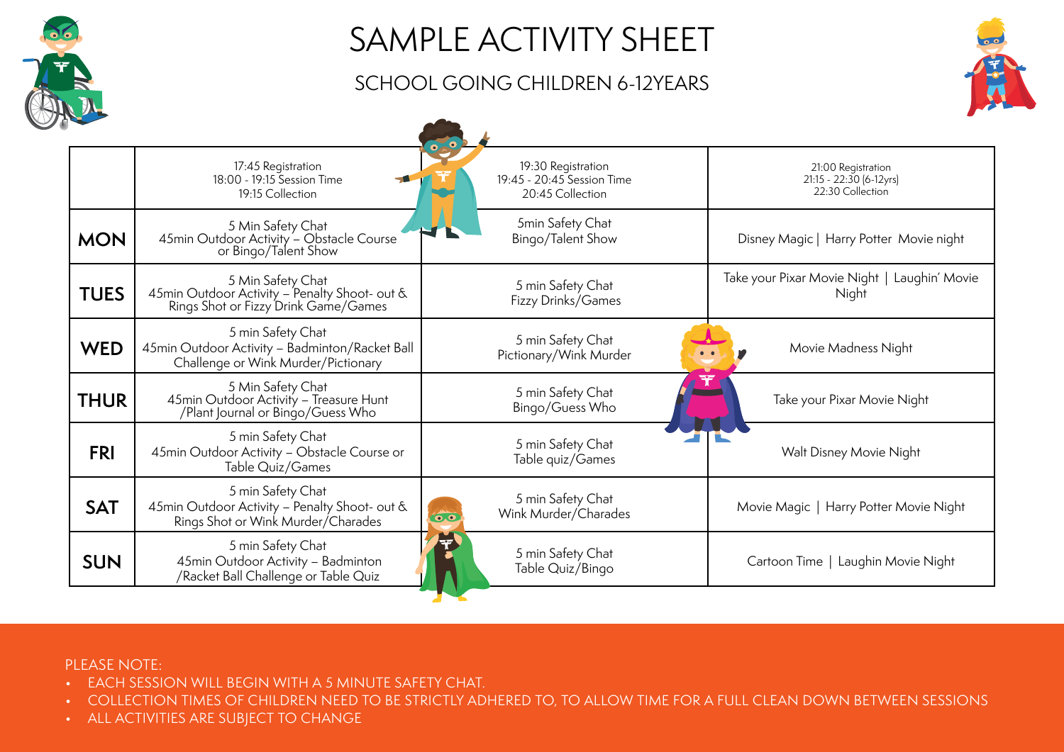# SAMPLE ACTIVITY SHEET

## SCHOOL GOING CHILDREN 6-12YEARS

| | 17:45 Registration<br>18:00 - 19:15 Session Time<br>19:15 Collection | 19:30 Registration<br>19:45 - 20:45 Session Time<br>20:45 Collection | 21:00 Registration<br>21:15 - 22:30 (6-12yrs)<br>22:30 Collection |
|---|---|---|---|
| **MON** | 5 Min Safety Chat<br>45min Outdoor Activity – Obstacle Course or Bingo/Talent Show | 5min Safety Chat<br>Bingo/Talent Show | Disney Magic \| Harry Potter Movie night |
| **TUES** | 5 Min Safety Chat<br>45min Outdoor Activity – Penalty Shoot- out & Rings Shot or Fizzy Drink Game/Games | 5 min Safety Chat<br>Fizzy Drinks/Games | Take your Pixar Movie Night \| Laughin' Movie Night |
| **WED** | 5 min Safety Chat<br>45min Outdoor Activity – Badminton/Racket Ball Challenge or Wink Murder/Pictionary | 5 min Safety Chat<br>Pictionary/Wink Murder | Movie Madness Night |
| **THUR** | 5 Min Safety Chat<br>45min Outdoor Activity – Treasure Hunt /Plant Journal or Bingo/Guess Who | 5 min Safety Chat<br>Bingo/Guess Who | Take your Pixar Movie Night |
| **FRI** | 5 min Safety Chat<br>45min Outdoor Activity – Obstacle Course or Table Quiz/Games | 5 min Safety Chat<br>Table quiz/Games | Walt Disney Movie Night |
| **SAT** | 5 min Safety Chat<br>45min Outdoor Activity – Penalty Shoot- out & Rings Shot or Wink Murder/Charades | 5 min Safety Chat<br>Wink Murder/Charades | Movie Magic \| Harry Potter Movie Night |
| **SUN** | 5 min Safety Chat<br>45min Outdoor Activity – Badminton /Racket Ball Challenge or Table Quiz | 5 min Safety Chat<br>Table Quiz/Bingo | Cartoon Time \| Laughin Movie Night |

PLEASE NOTE:

- EACH SESSION WILL BEGIN WITH A 5 MINUTE SAFETY CHAT.
- COLLECTION TIMES OF CHILDREN NEED TO BE STRICTLY ADHERED TO, TO ALLOW TIME FOR A FULL CLEAN DOWN BETWEEN SESSIONS
- ALL ACTIVITIES ARE SUBJECT TO CHANGE